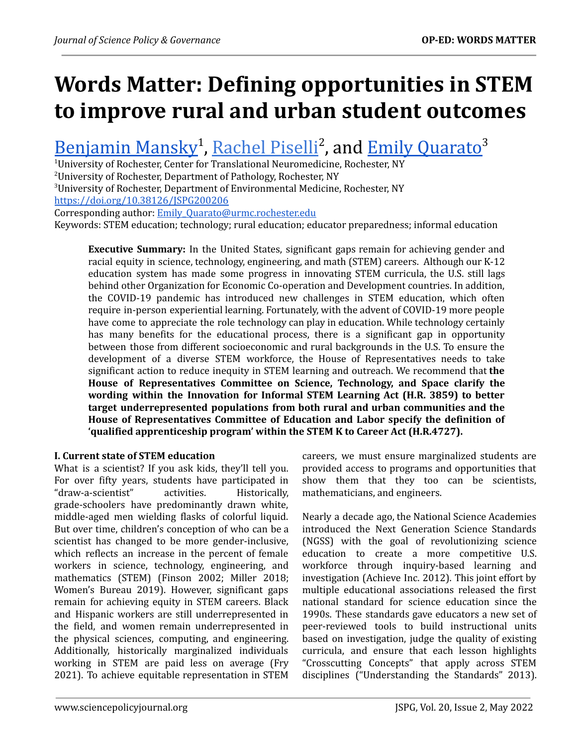# Words Matter: Defining opportunities in STEM to improve rural and urban student outcomes

Benjamin Mansky[1], Rachel Piselli[2], and Emily Quarato[3]

[1]University of Rochester, Center for Translational Neuromedicine, Rochester, NY
[2]University of Rochester, Department of Pathology, Rochester, NY
[3]University of Rochester, Department of Environmental Medicine, Rochester, NY
https://doi.org/10.38126/JSPG200206
Corresponding author: Emily_Quarato@urmc.rochester.edu
Keywords: STEM education; technology; rural education; educator preparedness; informal education

**Executive Summary:** In the United States, significant gaps remain for achieving gender and racial equity in science, technology, engineering, and math (STEM) careers. Although our K-12 education system has made some progress in innovating STEM curricula, the U.S. still lags behind other Organization for Economic Co-operation and Development countries. In addition, the COVID-19 pandemic has introduced new challenges in STEM education, which often require in-person experiential learning. Fortunately, with the advent of COVID-19 more people have come to appreciate the role technology can play in education. While technology certainly has many benefits for the educational process, there is a significant gap in opportunity between those from different socioeconomic and rural backgrounds in the U.S. To ensure the development of a diverse STEM workforce, the House of Representatives needs to take significant action to reduce inequity in STEM learning and outreach. We recommend that **the House of Representatives Committee on Science, Technology, and Space clarify the wording within the Innovation for Informal STEM Learning Act (H.R. 3859) to better target underrepresented populations from both rural and urban communities and the House of Representatives Committee of Education and Labor specify the definition of 'qualified apprenticeship program' within the STEM K to Career Act (H.R.4727).**

## I. Current state of STEM education

What is a scientist? If you ask kids, they'll tell you. For over fifty years, students have participated in "draw-a-scientist" activities. Historically, grade-schoolers have predominantly drawn white, middle-aged men wielding flasks of colorful liquid. But over time, children's conception of who can be a scientist has changed to be more gender-inclusive, which reflects an increase in the percent of female workers in science, technology, engineering, and mathematics (STEM) (Finson 2002; Miller 2018; Women's Bureau 2019). However, significant gaps remain for achieving equity in STEM careers. Black and Hispanic workers are still underrepresented in the field, and women remain underrepresented in the physical sciences, computing, and engineering. Additionally, historically marginalized individuals working in STEM are paid less on average (Fry 2021). To achieve equitable representation in STEM careers, we must ensure marginalized students are provided access to programs and opportunities that show them that they too can be scientists, mathematicians, and engineers.

Nearly a decade ago, the National Science Academies introduced the Next Generation Science Standards (NGSS) with the goal of revolutionizing science education to create a more competitive U.S. workforce through inquiry-based learning and investigation (Achieve Inc. 2012). This joint effort by multiple educational associations released the first national standard for science education since the 1990s. These standards gave educators a new set of peer-reviewed tools to build instructional units based on investigation, judge the quality of existing curricula, and ensure that each lesson highlights "Crosscutting Concepts" that apply across STEM disciplines ("Understanding the Standards" 2013).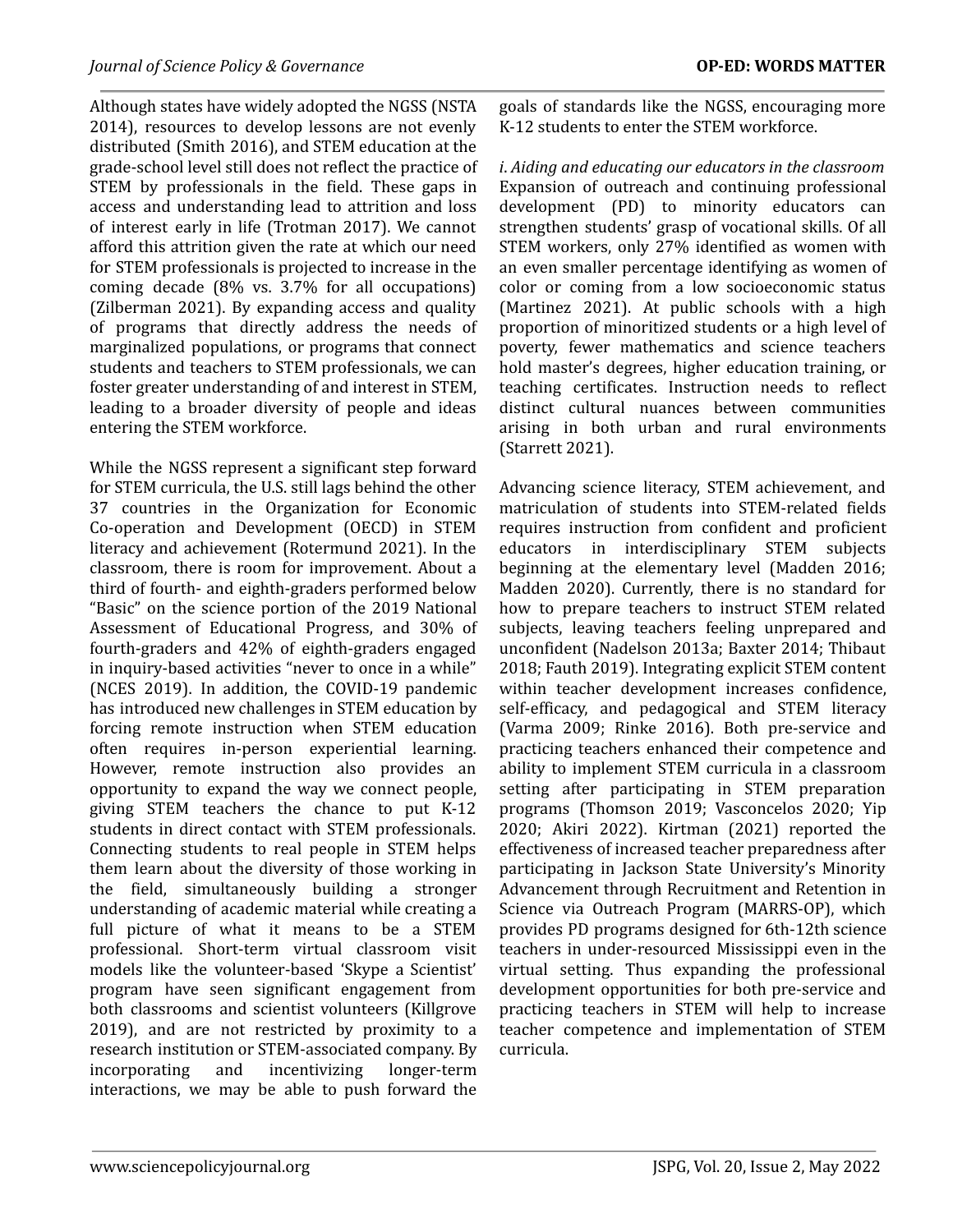Although states have widely adopted the NGSS (NSTA 2014), resources to develop lessons are not evenly distributed (Smith 2016), and STEM education at the grade-school level still does not reflect the practice of STEM by professionals in the field. These gaps in access and understanding lead to attrition and loss of interest early in life (Trotman 2017). We cannot afford this attrition given the rate at which our need for STEM professionals is projected to increase in the coming decade (8% vs. 3.7% for all occupations) (Zilberman 2021). By expanding access and quality of programs that directly address the needs of marginalized populations, or programs that connect students and teachers to STEM professionals, we can foster greater understanding of and interest in STEM, leading to a broader diversity of people and ideas entering the STEM workforce.

While the NGSS represent a significant step forward for STEM curricula, the U.S. still lags behind the other 37 countries in the Organization for Economic Co-operation and Development (OECD) in STEM literacy and achievement (Rotermund 2021). In the classroom, there is room for improvement. About a third of fourth- and eighth-graders performed below "Basic" on the science portion of the 2019 National Assessment of Educational Progress, and 30% of fourth-graders and 42% of eighth-graders engaged in inquiry-based activities "never to once in a while" (NCES 2019). In addition, the COVID-19 pandemic has introduced new challenges in STEM education by forcing remote instruction when STEM education often requires in-person experiential learning. However, remote instruction also provides an opportunity to expand the way we connect people, giving STEM teachers the chance to put K-12 students in direct contact with STEM professionals. Connecting students to real people in STEM helps them learn about the diversity of those working in the field, simultaneously building a stronger understanding of academic material while creating a full picture of what it means to be a STEM professional. Short-term virtual classroom visit models like the volunteer-based 'Skype a Scientist' program have seen significant engagement from both classrooms and scientist volunteers (Killgrove 2019), and are not restricted by proximity to a research institution or STEM-associated company. By incorporating and incentivizing longer-term interactions, we may be able to push forward the goals of standards like the NGSS, encouraging more K-12 students to enter the STEM workforce.

*i. Aiding and educating our educators in the classroom*

Expansion of outreach and continuing professional development (PD) to minority educators can strengthen students' grasp of vocational skills. Of all STEM workers, only 27% identified as women with an even smaller percentage identifying as women of color or coming from a low socioeconomic status (Martinez 2021). At public schools with a high proportion of minoritized students or a high level of poverty, fewer mathematics and science teachers hold master's degrees, higher education training, or teaching certificates. Instruction needs to reflect distinct cultural nuances between communities arising in both urban and rural environments (Starrett 2021).

Advancing science literacy, STEM achievement, and matriculation of students into STEM-related fields requires instruction from confident and proficient educators in interdisciplinary STEM subjects beginning at the elementary level (Madden 2016; Madden 2020). Currently, there is no standard for how to prepare teachers to instruct STEM related subjects, leaving teachers feeling unprepared and unconfident (Nadelson 2013a; Baxter 2014; Thibaut 2018; Fauth 2019). Integrating explicit STEM content within teacher development increases confidence, self-efficacy, and pedagogical and STEM literacy (Varma 2009; Rinke 2016). Both pre-service and practicing teachers enhanced their competence and ability to implement STEM curricula in a classroom setting after participating in STEM preparation programs (Thomson 2019; Vasconcelos 2020; Yip 2020; Akiri 2022). Kirtman (2021) reported the effectiveness of increased teacher preparedness after participating in Jackson State University's Minority Advancement through Recruitment and Retention in Science via Outreach Program (MARRS-OP), which provides PD programs designed for 6th-12th science teachers in under-resourced Mississippi even in the virtual setting. Thus expanding the professional development opportunities for both pre-service and practicing teachers in STEM will help to increase teacher competence and implementation of STEM curricula.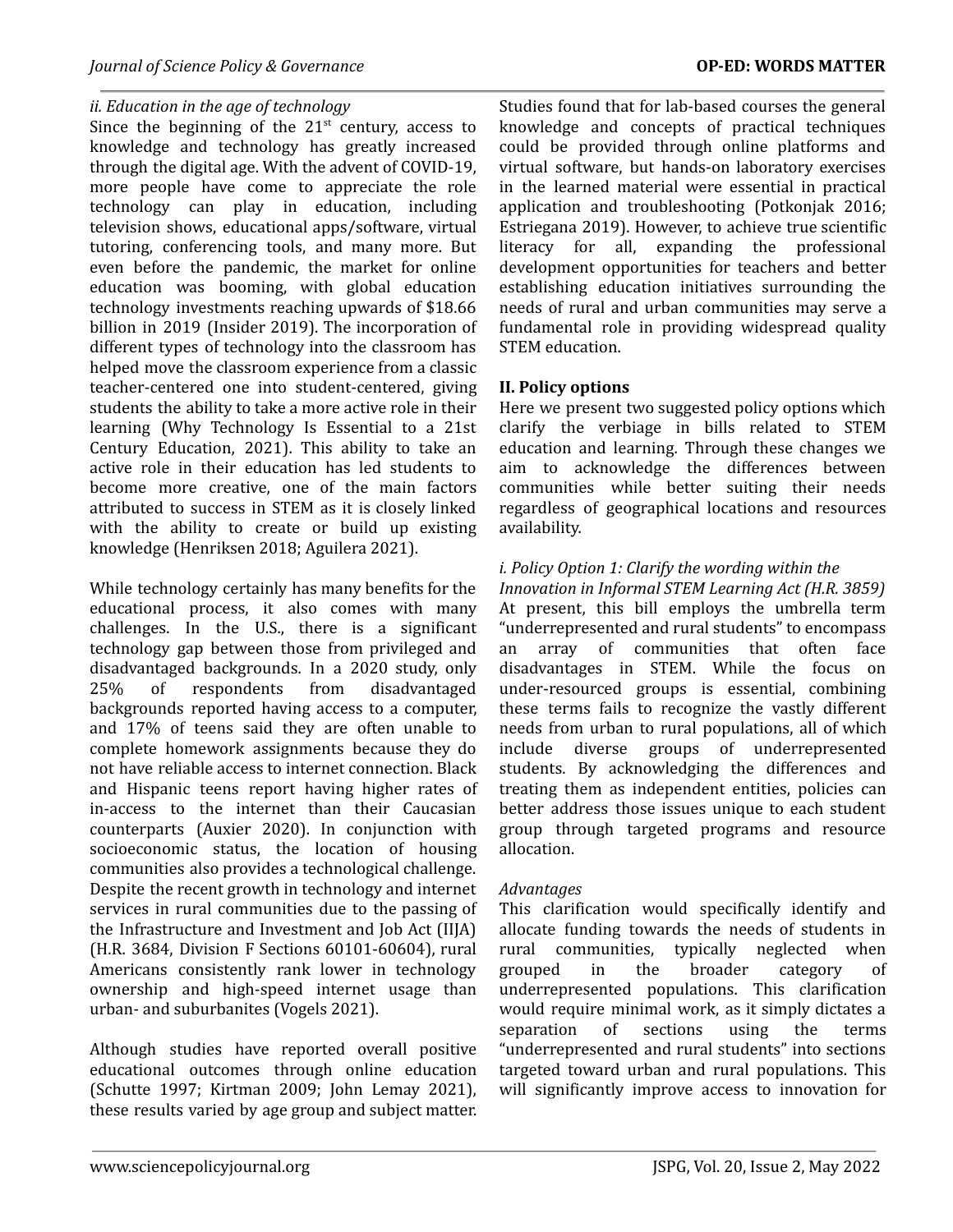*ii. Education in the age of technology*

Since the beginning of the 21st century, access to knowledge and technology has greatly increased through the digital age. With the advent of COVID-19, more people have come to appreciate the role technology can play in education, including television shows, educational apps/software, virtual tutoring, conferencing tools, and many more. But even before the pandemic, the market for online education was booming, with global education technology investments reaching upwards of $18.66 billion in 2019 (Insider 2019). The incorporation of different types of technology into the classroom has helped move the classroom experience from a classic teacher-centered one into student-centered, giving students the ability to take a more active role in their learning (Why Technology Is Essential to a 21st Century Education, 2021). This ability to take an active role in their education has led students to become more creative, one of the main factors attributed to success in STEM as it is closely linked with the ability to create or build up existing knowledge (Henriksen 2018; Aguilera 2021).

While technology certainly has many benefits for the educational process, it also comes with many challenges. In the U.S., there is a significant technology gap between those from privileged and disadvantaged backgrounds. In a 2020 study, only 25% of respondents from disadvantaged backgrounds reported having access to a computer, and 17% of teens said they are often unable to complete homework assignments because they do not have reliable access to internet connection. Black and Hispanic teens report having higher rates of in-access to the internet than their Caucasian counterparts (Auxier 2020). In conjunction with socioeconomic status, the location of housing communities also provides a technological challenge. Despite the recent growth in technology and internet services in rural communities due to the passing of the Infrastructure and Investment and Job Act (IIJA) (H.R. 3684, Division F Sections 60101-60604), rural Americans consistently rank lower in technology ownership and high-speed internet usage than urban- and suburbanites (Vogels 2021).

Although studies have reported overall positive educational outcomes through online education (Schutte 1997; Kirtman 2009; John Lemay 2021), these results varied by age group and subject matter. Studies found that for lab-based courses the general knowledge and concepts of practical techniques could be provided through online platforms and virtual software, but hands-on laboratory exercises in the learned material were essential in practical application and troubleshooting (Potkonjak 2016; Estriegana 2019). However, to achieve true scientific literacy for all, expanding the professional development opportunities for teachers and better establishing education initiatives surrounding the needs of rural and urban communities may serve a fundamental role in providing widespread quality STEM education.

## II. Policy options

Here we present two suggested policy options which clarify the verbiage in bills related to STEM education and learning. Through these changes we aim to acknowledge the differences between communities while better suiting their needs regardless of geographical locations and resources availability.

*i. Policy Option 1: Clarify the wording within the Innovation in Informal STEM Learning Act (H.R. 3859)*

At present, this bill employs the umbrella term "underrepresented and rural students" to encompass an array of communities that often face disadvantages in STEM. While the focus on under-resourced groups is essential, combining these terms fails to recognize the vastly different needs from urban to rural populations, all of which include diverse groups of underrepresented students. By acknowledging the differences and treating them as independent entities, policies can better address those issues unique to each student group through targeted programs and resource allocation.

*Advantages*

This clarification would specifically identify and allocate funding towards the needs of students in rural communities, typically neglected when grouped in the broader category of underrepresented populations. This clarification would require minimal work, as it simply dictates a separation of sections using the terms "underrepresented and rural students" into sections targeted toward urban and rural populations. This will significantly improve access to innovation for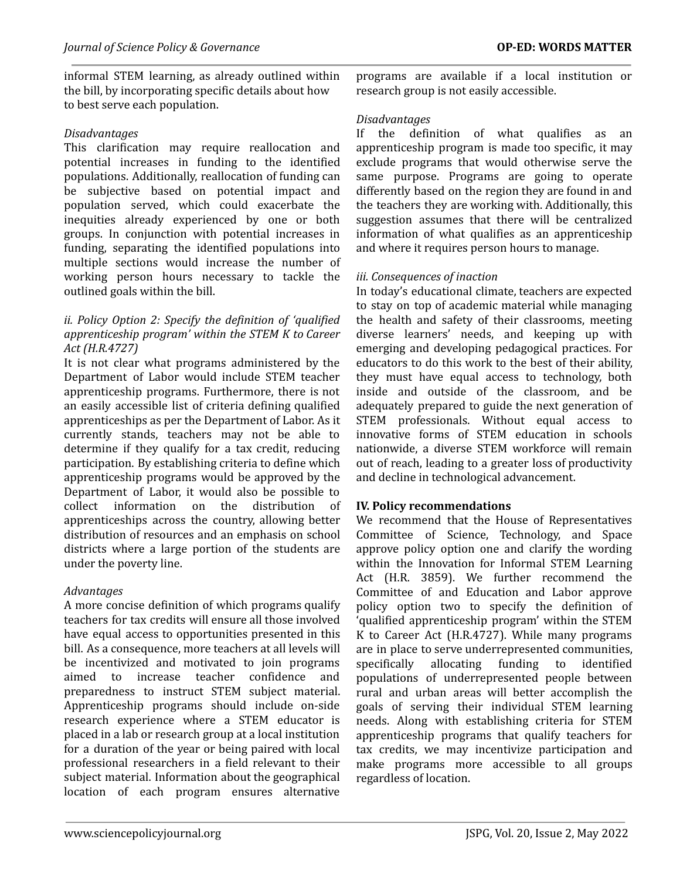informal STEM learning, as already outlined within the bill, by incorporating specific details about how to best serve each population.

*Disadvantages*

This clarification may require reallocation and potential increases in funding to the identified populations. Additionally, reallocation of funding can be subjective based on potential impact and population served, which could exacerbate the inequities already experienced by one or both groups. In conjunction with potential increases in funding, separating the identified populations into multiple sections would increase the number of working person hours necessary to tackle the outlined goals within the bill.

*ii. Policy Option 2: Specify the definition of 'qualified apprenticeship program' within the STEM K to Career Act (H.R.4727)*

It is not clear what programs administered by the Department of Labor would include STEM teacher apprenticeship programs. Furthermore, there is not an easily accessible list of criteria defining qualified apprenticeships as per the Department of Labor. As it currently stands, teachers may not be able to determine if they qualify for a tax credit, reducing participation. By establishing criteria to define which apprenticeship programs would be approved by the Department of Labor, it would also be possible to collect information on the distribution of apprenticeships across the country, allowing better distribution of resources and an emphasis on school districts where a large portion of the students are under the poverty line.

*Advantages*

A more concise definition of which programs qualify teachers for tax credits will ensure all those involved have equal access to opportunities presented in this bill. As a consequence, more teachers at all levels will be incentivized and motivated to join programs aimed to increase teacher confidence and preparedness to instruct STEM subject material. Apprenticeship programs should include on-side research experience where a STEM educator is placed in a lab or research group at a local institution for a duration of the year or being paired with local professional researchers in a field relevant to their subject material. Information about the geographical location of each program ensures alternative programs are available if a local institution or research group is not easily accessible.

*Disadvantages*

If the definition of what qualifies as an apprenticeship program is made too specific, it may exclude programs that would otherwise serve the same purpose. Programs are going to operate differently based on the region they are found in and the teachers they are working with. Additionally, this suggestion assumes that there will be centralized information of what qualifies as an apprenticeship and where it requires person hours to manage.

*iii. Consequences of inaction*

In today's educational climate, teachers are expected to stay on top of academic material while managing the health and safety of their classrooms, meeting diverse learners' needs, and keeping up with emerging and developing pedagogical practices. For educators to do this work to the best of their ability, they must have equal access to technology, both inside and outside of the classroom, and be adequately prepared to guide the next generation of STEM professionals. Without equal access to innovative forms of STEM education in schools nationwide, a diverse STEM workforce will remain out of reach, leading to a greater loss of productivity and decline in technological advancement.

## IV. Policy recommendations

We recommend that the House of Representatives Committee of Science, Technology, and Space approve policy option one and clarify the wording within the Innovation for Informal STEM Learning Act (H.R. 3859). We further recommend the Committee of and Education and Labor approve policy option two to specify the definition of 'qualified apprenticeship program' within the STEM K to Career Act (H.R.4727). While many programs are in place to serve underrepresented communities, specifically allocating funding to identified populations of underrepresented people between rural and urban areas will better accomplish the goals of serving their individual STEM learning needs. Along with establishing criteria for STEM apprenticeship programs that qualify teachers for tax credits, we may incentivize participation and make programs more accessible to all groups regardless of location.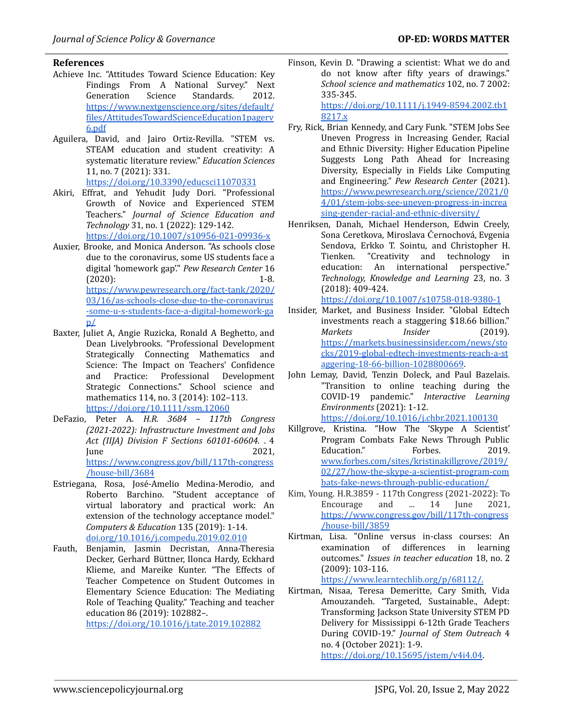## References

Achieve Inc. "Attitudes Toward Science Education: Key Findings From A National Survey." Next Generation Science Standards. 2012. https://www.nextgenscience.org/sites/default/files/AttitudesTowardScienceEducation1pagerv6.pdf

Aguilera, David, and Jairo Ortiz-Revilla. "STEM vs. STEAM education and student creativity: A systematic literature review." *Education Sciences* 11, no. 7 (2021): 331. https://doi.org/10.3390/educsci11070331

Akiri, Effrat, and Yehudit Judy Dori. "Professional Growth of Novice and Experienced STEM Teachers." *Journal of Science Education and Technology* 31, no. 1 (2022): 129-142. https://doi.org/10.1007/s10956-021-09936-x

Auxier, Brooke, and Monica Anderson. "As schools close due to the coronavirus, some US students face a digital 'homework gap'." *Pew Research Center* 16 (2020): 1-8. https://www.pewresearch.org/fact-tank/2020/03/16/as-schools-close-due-to-the-coronavirus-some-u-s-students-face-a-digital-homework-gap/

Baxter, Juliet A, Angie Ruzicka, Ronald A Beghetto, and Dean Livelybrooks. "Professional Development Strategically Connecting Mathematics and Science: The Impact on Teachers' Confidence and Practice: Professional Development Strategic Connections." School science and mathematics 114, no. 3 (2014): 102–113. https://doi.org/10.1111/ssm.12060

DeFazio, Peter A. *H.R. 3684 – 117th Congress (2021-2022): Infrastructure Investment and Jobs Act (IIJA) Division F Sections 60101-60604.* . 4 June 2021, https://www.congress.gov/bill/117th-congress/house-bill/3684

Estriegana, Rosa, José-Amelio Medina-Merodio, and Roberto Barchino. "Student acceptance of virtual laboratory and practical work: An extension of the technology acceptance model." *Computers & Education* 135 (2019): 1-14. doi.org/10.1016/j.compedu.2019.02.010

Fauth, Benjamin, Jasmin Decristan, Anna-Theresia Decker, Gerhard Büttner, Ilonca Hardy, Eckhard Klieme, and Mareike Kunter. "The Effects of Teacher Competence on Student Outcomes in Elementary Science Education: The Mediating Role of Teaching Quality." Teaching and teacher education 86 (2019): 102882–. https://doi.org/10.1016/j.tate.2019.102882

Finson, Kevin D. "Drawing a scientist: What we do and do not know after fifty years of drawings." *School science and mathematics* 102, no. 7 2002: 335-345. https://doi.org/10.1111/j.1949-8594.2002.tb18217.x

Fry, Rick, Brian Kennedy, and Cary Funk. "STEM Jobs See Uneven Progress in Increasing Gender, Racial and Ethnic Diversity: Higher Education Pipeline Suggests Long Path Ahead for Increasing Diversity, Especially in Fields Like Computing and Engineering." *Pew Research Center* (2021). https://www.pewresearch.org/science/2021/04/01/stem-jobs-see-uneven-progress-in-increasing-gender-racial-and-ethnic-diversity/

Henriksen, Danah, Michael Henderson, Edwin Creely, Sona Ceretkova, Miroslava Černochová, Evgenia Sendova, Erkko T. Sointu, and Christopher H. Tienken. "Creativity and technology in education: An international perspective." *Technology, Knowledge and Learning* 23, no. 3 (2018): 409-424. https://doi.org/10.1007/s10758-018-9380-1

Insider, Market, and Business Insider. "Global Edtech investments reach a staggering $18.66 billion." *Markets Insider* (2019). https://markets.businessinsider.com/news/stocks/2019-global-edtech-investments-reach-a-staggering-18-66-billion-1028800669.

John Lemay, David, Tenzin Doleck, and Paul Bazelais. "Transition to online teaching during the COVID-19 pandemic." *Interactive Learning Environments* (2021): 1-12. https://doi.org/10.1016/j.chbr.2021.100130

Killgrove, Kristina. "How The 'Skype A Scientist' Program Combats Fake News Through Public Education." Forbes. 2019. www.forbes.com/sites/kristinakillgrove/2019/02/27/how-the-skype-a-scientist-program-combats-fake-news-through-public-education/

Kim, Young. H.R.3859 - 117th Congress (2021-2022): To Encourage and ... 14 June 2021, https://www.congress.gov/bill/117th-congress/house-bill/3859

Kirtman, Lisa. "Online versus in-class courses: An examination of differences in learning outcomes." *Issues in teacher education* 18, no. 2 (2009): 103-116. https://www.learntechlib.org/p/68112/.

Kirtman, Nisaa, Teresa Demeritte, Cary Smith, Vida Amouzandeh. "Targeted, Sustainable., Adept: Transforming Jackson State University STEM PD Delivery for Mississippi 6-12th Grade Teachers During COVID-19." *Journal of Stem Outreach* 4 no. 4 (October 2021): 1-9. https://doi.org/10.15695/jstem/v4i4.04.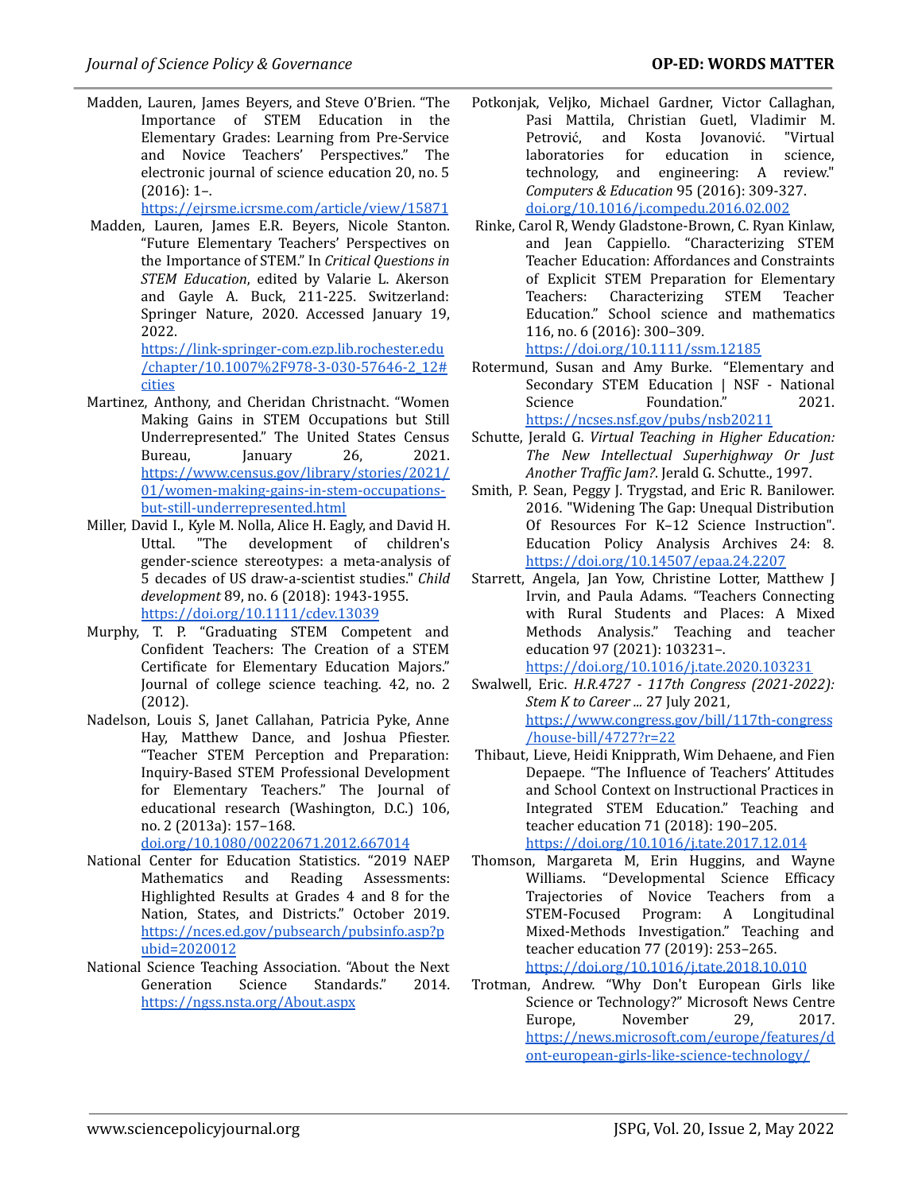Madden, Lauren, James Beyers, and Steve O'Brien. "The Importance of STEM Education in the Elementary Grades: Learning from Pre-Service and Novice Teachers' Perspectives." The electronic journal of science education 20, no. 5 (2016): 1–. https://ejrsme.icrsme.com/article/view/15871

Madden, Lauren, James E.R. Beyers, Nicole Stanton. "Future Elementary Teachers' Perspectives on the Importance of STEM." In *Critical Questions in STEM Education*, edited by Valarie L. Akerson and Gayle A. Buck, 211-225. Switzerland: Springer Nature, 2020. Accessed January 19, 2022. https://link-springer-com.ezp.lib.rochester.edu/chapter/10.1007%2F978-3-030-57646-2_12#cities

Martinez, Anthony, and Cheridan Christnacht. "Women Making Gains in STEM Occupations but Still Underrepresented." The United States Census Bureau, January 26, 2021. https://www.census.gov/library/stories/2021/01/women-making-gains-in-stem-occupations-but-still-underrepresented.html

Miller, David I., Kyle M. Nolla, Alice H. Eagly, and David H. Uttal. "The development of children's gender-science stereotypes: a meta-analysis of 5 decades of US draw-a-scientist studies." *Child development* 89, no. 6 (2018): 1943-1955. https://doi.org/10.1111/cdev.13039

Murphy, T. P. "Graduating STEM Competent and Confident Teachers: The Creation of a STEM Certificate for Elementary Education Majors." Journal of college science teaching. 42, no. 2 (2012).

Nadelson, Louis S, Janet Callahan, Patricia Pyke, Anne Hay, Matthew Dance, and Joshua Pfiester. "Teacher STEM Perception and Preparation: Inquiry-Based STEM Professional Development for Elementary Teachers." The Journal of educational research (Washington, D.C.) 106, no. 2 (2013a): 157–168. doi.org/10.1080/00220671.2012.667014

National Center for Education Statistics. "2019 NAEP Mathematics and Reading Assessments: Highlighted Results at Grades 4 and 8 for the Nation, States, and Districts." October 2019. https://nces.ed.gov/pubsearch/pubsinfo.asp?pubid=2020012

National Science Teaching Association. "About the Next Generation Science Standards." 2014. https://ngss.nsta.org/About.aspx

Potkonjak, Veljko, Michael Gardner, Victor Callaghan, Pasi Mattila, Christian Guetl, Vladimir M. Petrović, and Kosta Jovanović. "Virtual laboratories for education in science, technology, and engineering: A review." *Computers & Education* 95 (2016): 309-327. doi.org/10.1016/j.compedu.2016.02.002

Rinke, Carol R, Wendy Gladstone-Brown, C. Ryan Kinlaw, and Jean Cappiello. "Characterizing STEM Teacher Education: Affordances and Constraints of Explicit STEM Preparation for Elementary Teachers: Characterizing STEM Teacher Education." School science and mathematics 116, no. 6 (2016): 300–309. https://doi.org/10.1111/ssm.12185

Rotermund, Susan and Amy Burke. "Elementary and Secondary STEM Education | NSF - National Science Foundation." 2021. https://ncses.nsf.gov/pubs/nsb20211

Schutte, Jerald G. *Virtual Teaching in Higher Education: The New Intellectual Superhighway Or Just Another Traffic Jam?.* Jerald G. Schutte., 1997.

Smith, P. Sean, Peggy J. Trygstad, and Eric R. Banilower. 2016. "Widening The Gap: Unequal Distribution Of Resources For K–12 Science Instruction". Education Policy Analysis Archives 24: 8. https://doi.org/10.14507/epaa.24.2207

Starrett, Angela, Jan Yow, Christine Lotter, Matthew J Irvin, and Paula Adams. "Teachers Connecting with Rural Students and Places: A Mixed Methods Analysis." Teaching and teacher education 97 (2021): 103231–. https://doi.org/10.1016/j.tate.2020.103231

Swalwell, Eric. *H.R.4727 - 117th Congress (2021-2022): Stem K to Career ...* 27 July 2021, https://www.congress.gov/bill/117th-congress/house-bill/4727?r=22

Thibaut, Lieve, Heidi Knipprath, Wim Dehaene, and Fien Depaepe. "The Influence of Teachers' Attitudes and School Context on Instructional Practices in Integrated STEM Education." Teaching and teacher education 71 (2018): 190–205. https://doi.org/10.1016/j.tate.2017.12.014

Thomson, Margareta M, Erin Huggins, and Wayne Williams. "Developmental Science Efficacy Trajectories of Novice Teachers from a STEM-Focused Program: A Longitudinal Mixed-Methods Investigation." Teaching and teacher education 77 (2019): 253–265. https://doi.org/10.1016/j.tate.2018.10.010

Trotman, Andrew. "Why Don't European Girls like Science or Technology?" Microsoft News Centre Europe, November 29, 2017. https://news.microsoft.com/europe/features/dont-european-girls-like-science-technology/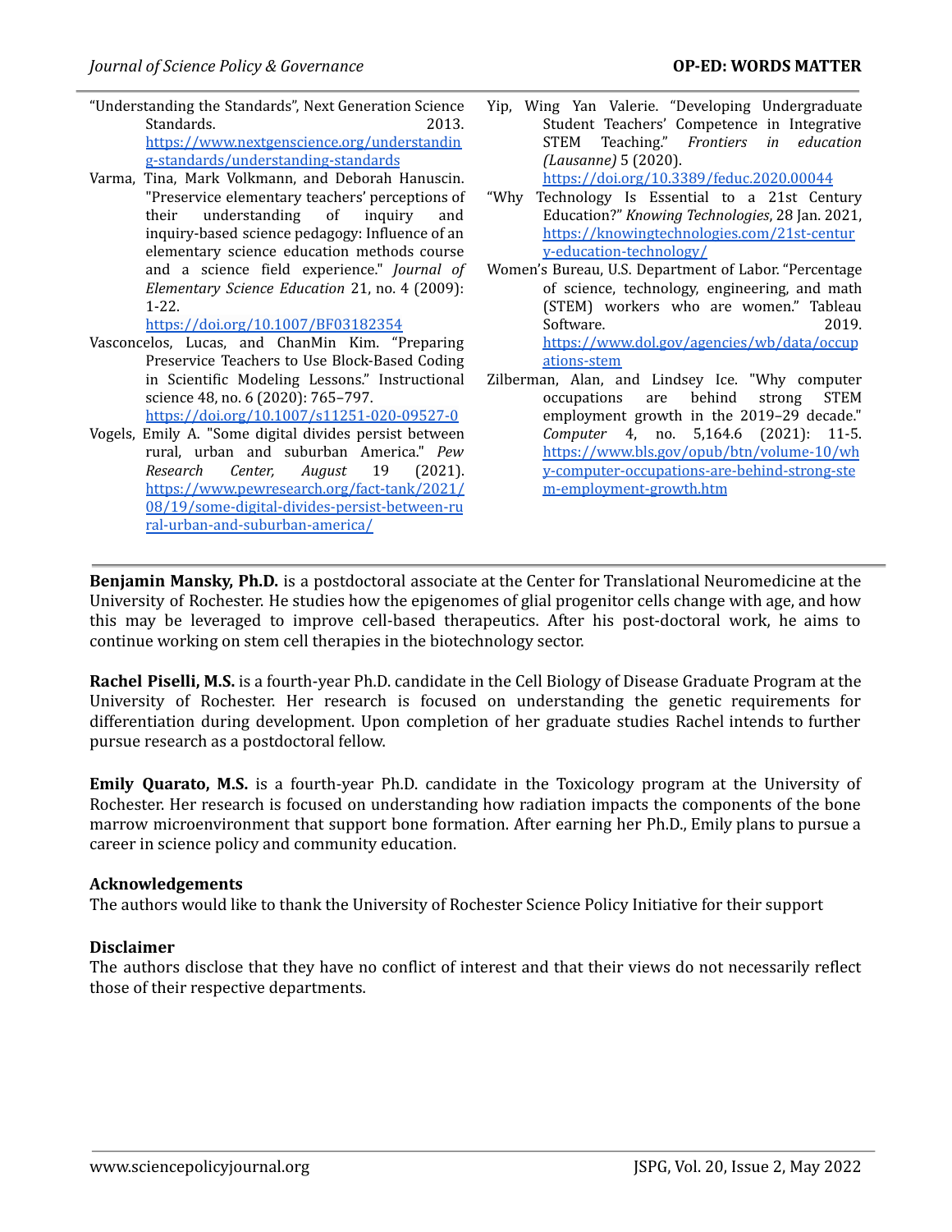"Understanding the Standards", Next Generation Science Standards. 2013. https://www.nextgenscience.org/understanding-standards/understanding-standards

Varma, Tina, Mark Volkmann, and Deborah Hanuscin. "Preservice elementary teachers' perceptions of their understanding of inquiry and inquiry-based science pedagogy: Influence of an elementary science education methods course and a science field experience." *Journal of Elementary Science Education* 21, no. 4 (2009): 1-22. https://doi.org/10.1007/BF03182354

Vasconcelos, Lucas, and ChanMin Kim. "Preparing Preservice Teachers to Use Block-Based Coding in Scientific Modeling Lessons." Instructional science 48, no. 6 (2020): 765–797. https://doi.org/10.1007/s11251-020-09527-0

Vogels, Emily A. "Some digital divides persist between rural, urban and suburban America." *Pew Research Center, August* 19 (2021). https://www.pewresearch.org/fact-tank/2021/08/19/some-digital-divides-persist-between-rural-urban-and-suburban-america/

Yip, Wing Yan Valerie. "Developing Undergraduate Student Teachers' Competence in Integrative STEM Teaching." *Frontiers in education (Lausanne)* 5 (2020). https://doi.org/10.3389/feduc.2020.00044

"Why Technology Is Essential to a 21st Century Education?" *Knowing Technologies*, 28 Jan. 2021, https://knowingtechnologies.com/21st-century-education-technology/

Women's Bureau, U.S. Department of Labor. "Percentage of science, technology, engineering, and math (STEM) workers who are women." Tableau Software. 2019. https://www.dol.gov/agencies/wb/data/occupations-stem

Zilberman, Alan, and Lindsey Ice. "Why computer occupations are behind strong STEM employment growth in the 2019–29 decade." *Computer* 4, no. 5,164.6 (2021): 11-5. https://www.bls.gov/opub/btn/volume-10/why-computer-occupations-are-behind-strong-stem-employment-growth.htm

---

**Benjamin Mansky, Ph.D.** is a postdoctoral associate at the Center for Translational Neuromedicine at the University of Rochester. He studies how the epigenomes of glial progenitor cells change with age, and how this may be leveraged to improve cell-based therapeutics. After his post-doctoral work, he aims to continue working on stem cell therapies in the biotechnology sector.

**Rachel Piselli, M.S.** is a fourth-year Ph.D. candidate in the Cell Biology of Disease Graduate Program at the University of Rochester. Her research is focused on understanding the genetic requirements for differentiation during development. Upon completion of her graduate studies Rachel intends to further pursue research as a postdoctoral fellow.

**Emily Quarato, M.S.** is a fourth-year Ph.D. candidate in the Toxicology program at the University of Rochester. Her research is focused on understanding how radiation impacts the components of the bone marrow microenvironment that support bone formation. After earning her Ph.D., Emily plans to pursue a career in science policy and community education.

**Acknowledgements**

The authors would like to thank the University of Rochester Science Policy Initiative for their support

**Disclaimer**

The authors disclose that they have no conflict of interest and that their views do not necessarily reflect those of their respective departments.